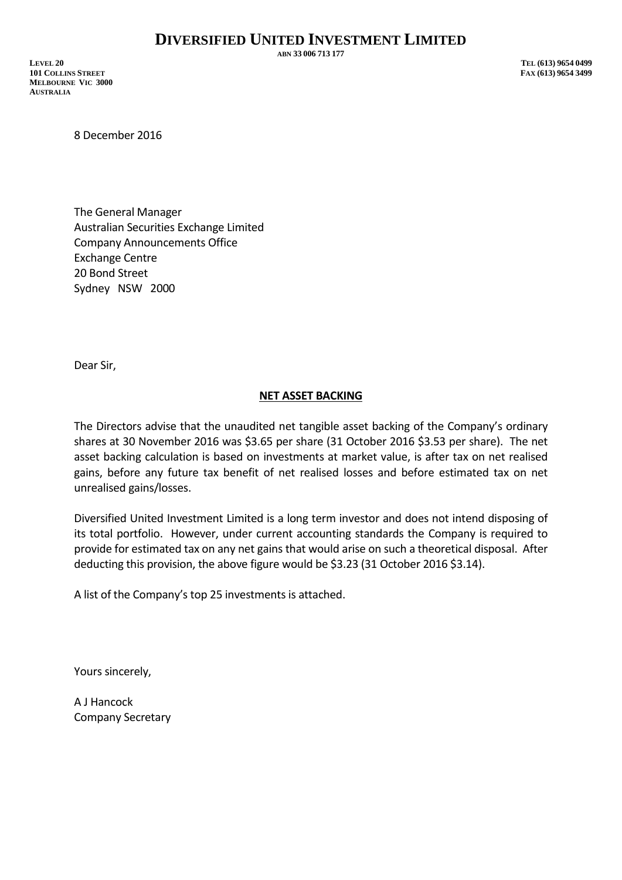# DIVERSIFIED UNITED INVESTMENT LIMITED

ABN 33 006 713 177

LEVEL 20
101 COLLINS STREET
MELBOURNE VIC 3000
AUSTRALIA

TEL (613) 9654 0499
FAX (613) 9654 3499

8 December 2016

The General Manager
Australian Securities Exchange Limited
Company Announcements Office
Exchange Centre
20 Bond Street
Sydney NSW 2000

Dear Sir,

**NET ASSET BACKING**

The Directors advise that the unaudited net tangible asset backing of the Company's ordinary shares at 30 November 2016 was $3.65 per share (31 October 2016 $3.53 per share). The net asset backing calculation is based on investments at market value, is after tax on net realised gains, before any future tax benefit of net realised losses and before estimated tax on net unrealised gains/losses.

Diversified United Investment Limited is a long term investor and does not intend disposing of its total portfolio. However, under current accounting standards the Company is required to provide for estimated tax on any net gains that would arise on such a theoretical disposal. After deducting this provision, the above figure would be $3.23 (31 October 2016 $3.14).

A list of the Company's top 25 investments is attached.

Yours sincerely,

A J Hancock
Company Secretary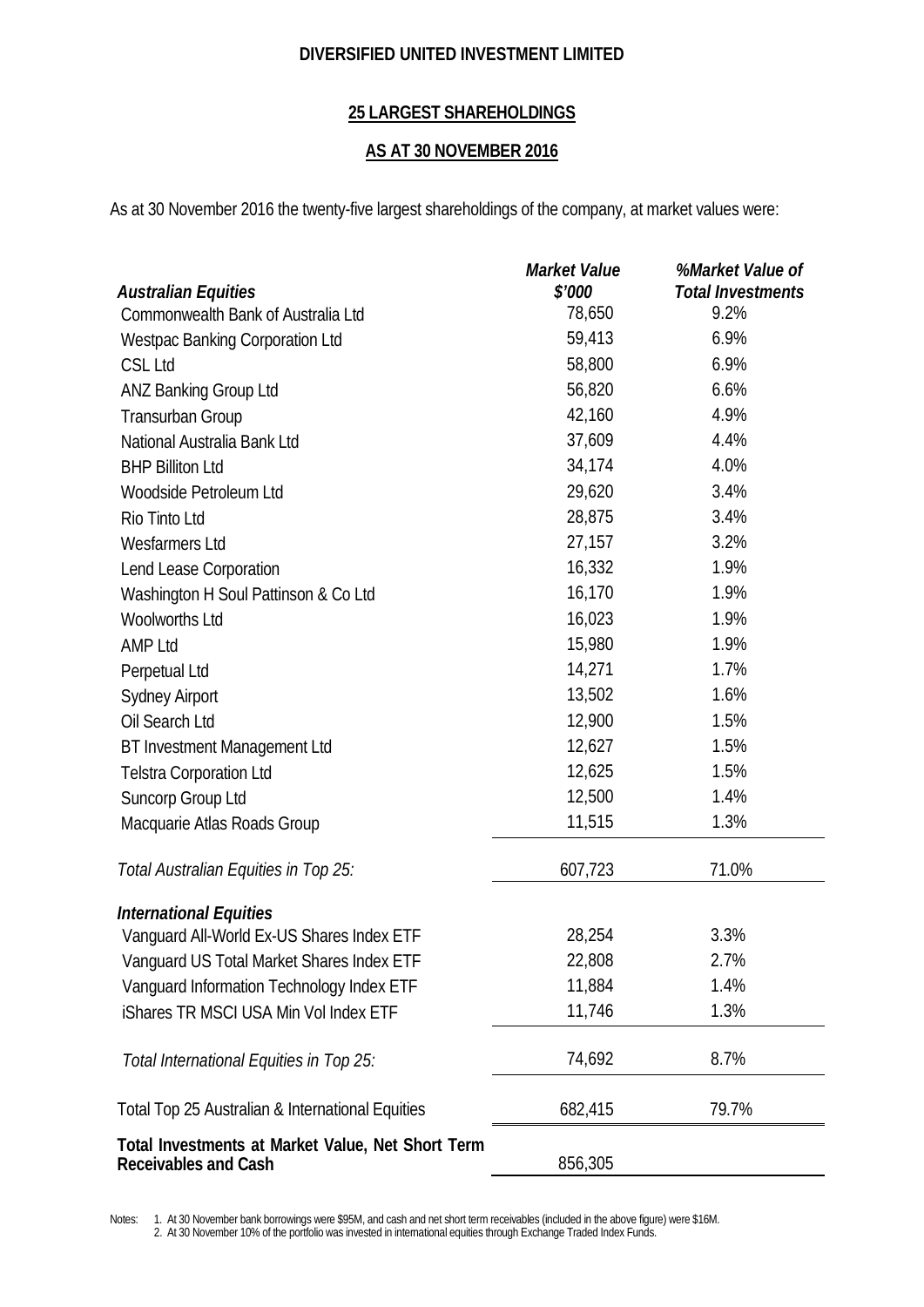**DIVERSIFIED UNITED INVESTMENT LIMITED**

**25 LARGEST SHAREHOLDINGS**

**AS AT 30 NOVEMBER 2016**

As at 30 November 2016 the twenty-five largest shareholdings of the company, at market values were:

| ***Australian Equities*** | ***Market Value $'000*** | ***%Market Value of Total Investments*** |
|---|---|---|
| Commonwealth Bank of Australia Ltd | 78,650 | 9.2% |
| Westpac Banking Corporation Ltd | 59,413 | 6.9% |
| CSL Ltd | 58,800 | 6.9% |
| ANZ Banking Group Ltd | 56,820 | 6.6% |
| Transurban Group | 42,160 | 4.9% |
| National Australia Bank Ltd | 37,609 | 4.4% |
| BHP Billiton Ltd | 34,174 | 4.0% |
| Woodside Petroleum Ltd | 29,620 | 3.4% |
| Rio Tinto Ltd | 28,875 | 3.4% |
| Wesfarmers Ltd | 27,157 | 3.2% |
| Lend Lease Corporation | 16,332 | 1.9% |
| Washington H Soul Pattinson & Co Ltd | 16,170 | 1.9% |
| Woolworths Ltd | 16,023 | 1.9% |
| AMP Ltd | 15,980 | 1.9% |
| Perpetual Ltd | 14,271 | 1.7% |
| Sydney Airport | 13,502 | 1.6% |
| Oil Search Ltd | 12,900 | 1.5% |
| BT Investment Management Ltd | 12,627 | 1.5% |
| Telstra Corporation Ltd | 12,625 | 1.5% |
| Suncorp Group Ltd | 12,500 | 1.4% |
| Macquarie Atlas Roads Group | 11,515 | 1.3% |
| *Total Australian Equities in Top 25:* | 607,723 | 71.0% |
| ***International Equities*** | | |
| Vanguard All-World Ex-US Shares Index ETF | 28,254 | 3.3% |
| Vanguard US Total Market Shares Index ETF | 22,808 | 2.7% |
| Vanguard Information Technology Index ETF | 11,884 | 1.4% |
| iShares TR MSCI USA Min Vol Index ETF | 11,746 | 1.3% |
| *Total International Equities in Top 25:* | 74,692 | 8.7% |
| Total Top 25 Australian & International Equities | 682,415 | 79.7% |
| **Total Investments at Market Value, Net Short Term Receivables and Cash** | 856,305 | |

Notes: 1. At 30 November bank borrowings were $95M, and cash and net short term receivables (included in the above figure) were $16M.
2. At 30 November 10% of the portfolio was invested in international equities through Exchange Traded Index Funds.